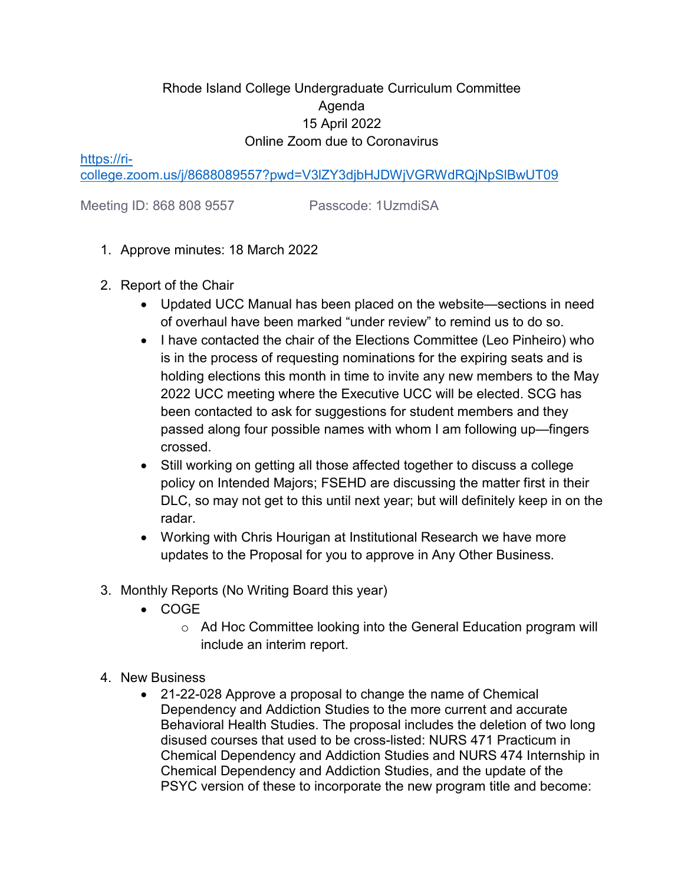Rhode Island College Undergraduate Curriculum Committee
Agenda
15 April 2022
Online Zoom due to Coronavirus

[https://ri-college.zoom.us/j/8688089557?pwd=V3lZY3djbHJDWjVGRWdRQjNpSlBwUT09](https://ri-college.zoom.us/j/8688089557?pwd=V3lZY3djbHJDWjVGRWdRQjNpSlBwUT09)

Meeting ID: 868 808 9557 Passcode: 1UzmdiSA

1. Approve minutes: 18 March 2022

2. Report of the Chair
   - Updated UCC Manual has been placed on the website—sections in need of overhaul have been marked "under review" to remind us to do so.
   - I have contacted the chair of the Elections Committee (Leo Pinheiro) who is in the process of requesting nominations for the expiring seats and is holding elections this month in time to invite any new members to the May 2022 UCC meeting where the Executive UCC will be elected. SCG has been contacted to ask for suggestions for student members and they passed along four possible names with whom I am following up—fingers crossed.
   - Still working on getting all those affected together to discuss a college policy on Intended Majors; FSEHD are discussing the matter first in their DLC, so may not get to this until next year; but will definitely keep in on the radar.
   - Working with Chris Hourigan at Institutional Research we have more updates to the Proposal for you to approve in Any Other Business.

3. Monthly Reports (No Writing Board this year)
   - COGE
     - Ad Hoc Committee looking into the General Education program will include an interim report.

4. New Business
   - 21-22-028 Approve a proposal to change the name of Chemical Dependency and Addiction Studies to the more current and accurate Behavioral Health Studies. The proposal includes the deletion of two long disused courses that used to be cross-listed: NURS 471 Practicum in Chemical Dependency and Addiction Studies and NURS 474 Internship in Chemical Dependency and Addiction Studies, and the update of the PSYC version of these to incorporate the new program title and become: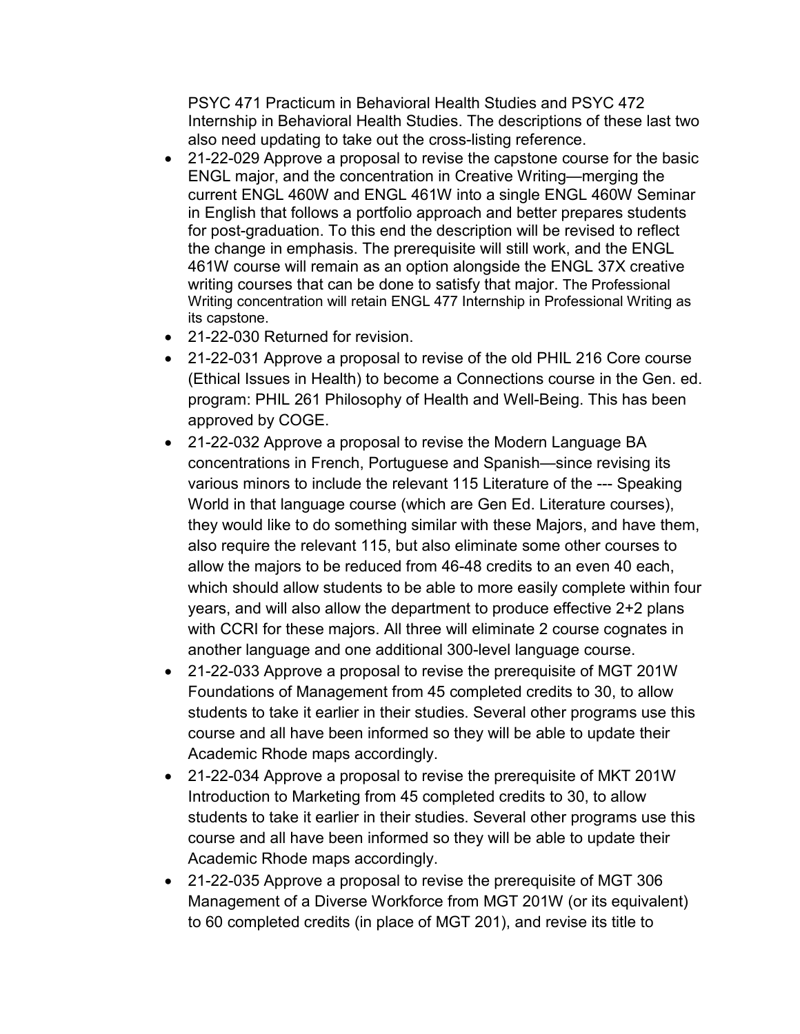PSYC 471 Practicum in Behavioral Health Studies and PSYC 472 Internship in Behavioral Health Studies. The descriptions of these last two also need updating to take out the cross-listing reference.

- 21-22-029 Approve a proposal to revise the capstone course for the basic ENGL major, and the concentration in Creative Writing—merging the current ENGL 460W and ENGL 461W into a single ENGL 460W Seminar in English that follows a portfolio approach and better prepares students for post-graduation. To this end the description will be revised to reflect the change in emphasis. The prerequisite will still work, and the ENGL 461W course will remain as an option alongside the ENGL 37X creative writing courses that can be done to satisfy that major. The Professional Writing concentration will retain ENGL 477 Internship in Professional Writing as its capstone.
- 21-22-030 Returned for revision.
- 21-22-031 Approve a proposal to revise of the old PHIL 216 Core course (Ethical Issues in Health) to become a Connections course in the Gen. ed. program: PHIL 261 Philosophy of Health and Well-Being. This has been approved by COGE.
- 21-22-032 Approve a proposal to revise the Modern Language BA concentrations in French, Portuguese and Spanish—since revising its various minors to include the relevant 115 Literature of the --- Speaking World in that language course (which are Gen Ed. Literature courses), they would like to do something similar with these Majors, and have them, also require the relevant 115, but also eliminate some other courses to allow the majors to be reduced from 46-48 credits to an even 40 each, which should allow students to be able to more easily complete within four years, and will also allow the department to produce effective 2+2 plans with CCRI for these majors. All three will eliminate 2 course cognates in another language and one additional 300-level language course.
- 21-22-033 Approve a proposal to revise the prerequisite of MGT 201W Foundations of Management from 45 completed credits to 30, to allow students to take it earlier in their studies. Several other programs use this course and all have been informed so they will be able to update their Academic Rhode maps accordingly.
- 21-22-034 Approve a proposal to revise the prerequisite of MKT 201W Introduction to Marketing from 45 completed credits to 30, to allow students to take it earlier in their studies. Several other programs use this course and all have been informed so they will be able to update their Academic Rhode maps accordingly.
- 21-22-035 Approve a proposal to revise the prerequisite of MGT 306 Management of a Diverse Workforce from MGT 201W (or its equivalent) to 60 completed credits (in place of MGT 201), and revise its title to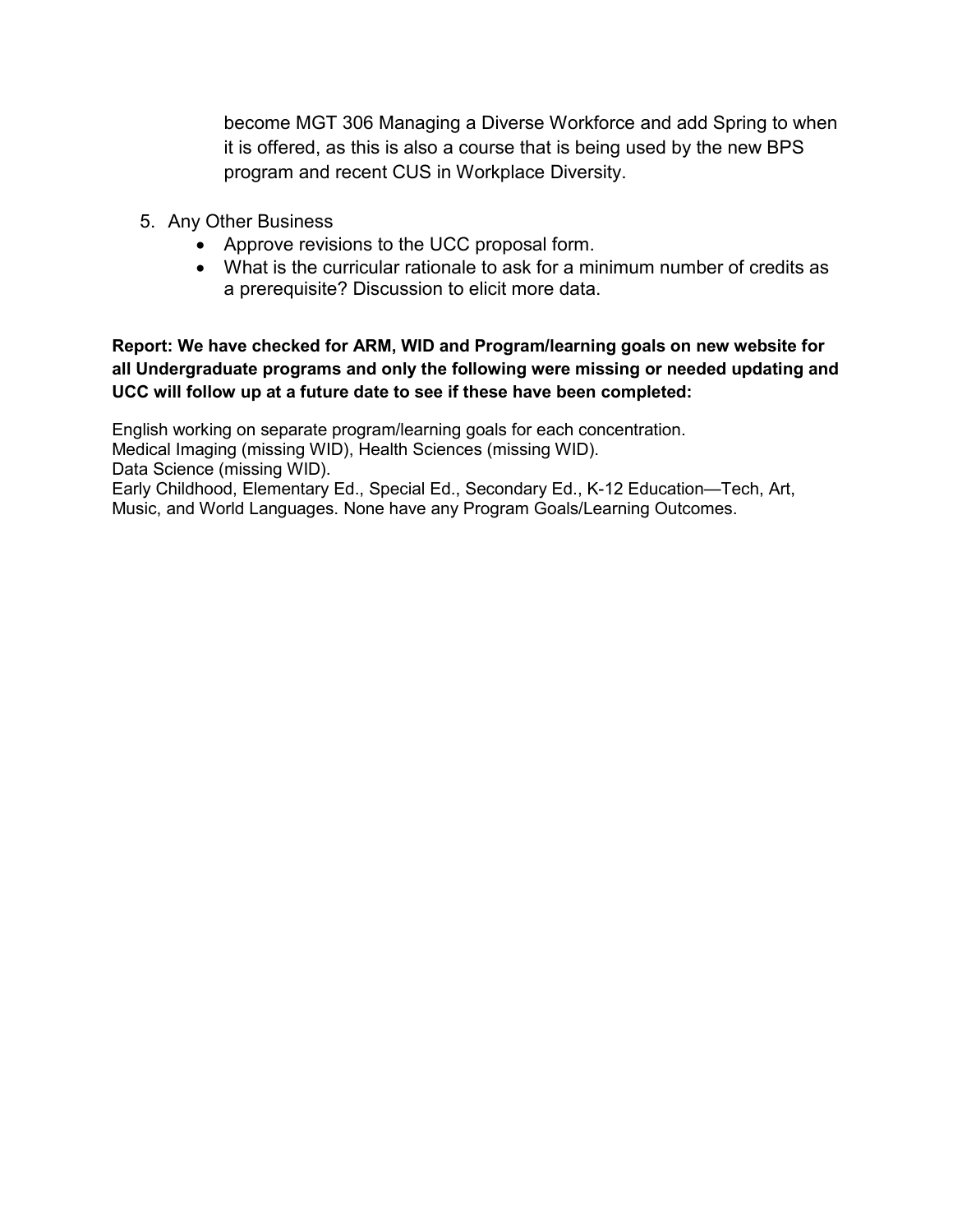become MGT 306 Managing a Diverse Workforce and add Spring to when it is offered, as this is also a course that is being used by the new BPS program and recent CUS in Workplace Diversity.

5. Any Other Business
    - Approve revisions to the UCC proposal form.
    - What is the curricular rationale to ask for a minimum number of credits as a prerequisite? Discussion to elicit more data.

**Report: We have checked for ARM, WID and Program/learning goals on new website for all Undergraduate programs and only the following were missing or needed updating and UCC will follow up at a future date to see if these have been completed:**

English working on separate program/learning goals for each concentration.
Medical Imaging (missing WID), Health Sciences (missing WID).
Data Science (missing WID).
Early Childhood, Elementary Ed., Special Ed., Secondary Ed., K-12 Education—Tech, Art, Music, and World Languages. None have any Program Goals/Learning Outcomes.